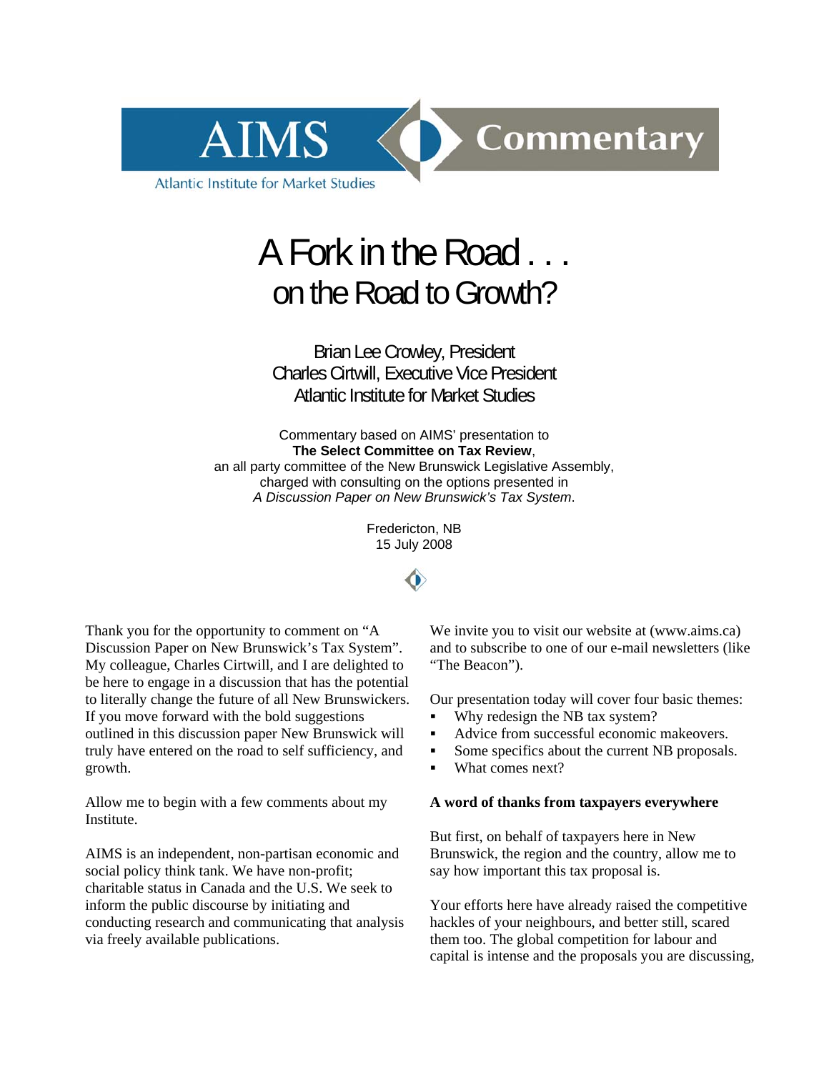AIMS Commentary

Atlantic Institute for Market Studies

# A Fork in the Road . . .
## on the Road to Growth?

Brian Lee Crowley, President
Charles Cirtwill, Executive Vice President
Atlantic Institute for Market Studies

Commentary based on AIMS' presentation to
**The Select Committee on Tax Review**,
an all party committee of the New Brunswick Legislative Assembly,
charged with consulting on the options presented in
*A Discussion Paper on New Brunswick's Tax System*.

Fredericton, NB
15 July 2008

Thank you for the opportunity to comment on "A Discussion Paper on New Brunswick's Tax System". My colleague, Charles Cirtwill, and I are delighted to be here to engage in a discussion that has the potential to literally change the future of all New Brunswickers. If you move forward with the bold suggestions outlined in this discussion paper New Brunswick will truly have entered on the road to self sufficiency, and growth.

Allow me to begin with a few comments about my Institute.

AIMS is an independent, non-partisan economic and social policy think tank. We have non-profit; charitable status in Canada and the U.S. We seek to inform the public discourse by initiating and conducting research and communicating that analysis via freely available publications.

We invite you to visit our website at (www.aims.ca) and to subscribe to one of our e-mail newsletters (like "The Beacon").

Our presentation today will cover four basic themes:

- Why redesign the NB tax system?
- Advice from successful economic makeovers.
- Some specifics about the current NB proposals.
- What comes next?

**A word of thanks from taxpayers everywhere**

But first, on behalf of taxpayers here in New Brunswick, the region and the country, allow me to say how important this tax proposal is.

Your efforts here have already raised the competitive hackles of your neighbours, and better still, scared them too. The global competition for labour and capital is intense and the proposals you are discussing,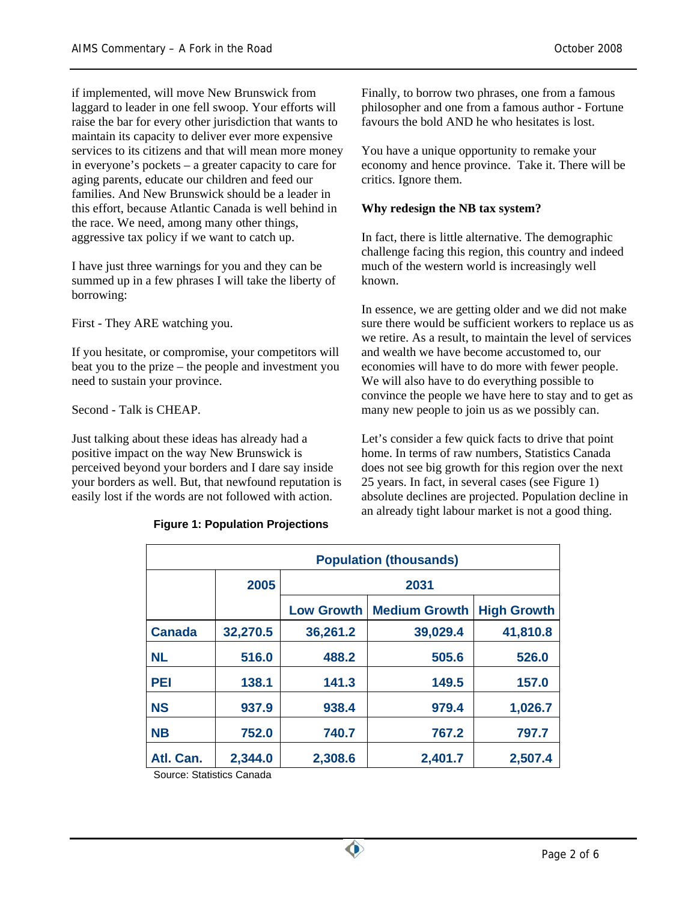if implemented, will move New Brunswick from laggard to leader in one fell swoop. Your efforts will raise the bar for every other jurisdiction that wants to maintain its capacity to deliver ever more expensive services to its citizens and that will mean more money in everyone's pockets – a greater capacity to care for aging parents, educate our children and feed our families. And New Brunswick should be a leader in this effort, because Atlantic Canada is well behind in the race. We need, among many other things, aggressive tax policy if we want to catch up.

I have just three warnings for you and they can be summed up in a few phrases I will take the liberty of borrowing:

First - They ARE watching you.

If you hesitate, or compromise, your competitors will beat you to the prize – the people and investment you need to sustain your province.

Second - Talk is CHEAP.

Just talking about these ideas has already had a positive impact on the way New Brunswick is perceived beyond your borders and I dare say inside your borders as well. But, that newfound reputation is easily lost if the words are not followed with action.

Finally, to borrow two phrases, one from a famous philosopher and one from a famous author - Fortune favours the bold AND he who hesitates is lost.

You have a unique opportunity to remake your economy and hence province. Take it. There will be critics. Ignore them.

**Why redesign the NB tax system?**

In fact, there is little alternative. The demographic challenge facing this region, this country and indeed much of the western world is increasingly well known.

In essence, we are getting older and we did not make sure there would be sufficient workers to replace us as we retire. As a result, to maintain the level of services and wealth we have become accustomed to, our economies will have to do more with fewer people. We will also have to do everything possible to convince the people we have here to stay and to get as many new people to join us as we possibly can.

Let's consider a few quick facts to drive that point home. In terms of raw numbers, Statistics Canada does not see big growth for this region over the next 25 years. In fact, in several cases (see Figure 1) absolute declines are projected. Population decline in an already tight labour market is not a good thing.

**Figure 1: Population Projections**

| Population (thousands) | | | | |
|---|---|---|---|---|
| | 2005 | 2031 | | |
| | | Low Growth | Medium Growth | High Growth |
| Canada | 32,270.5 | 36,261.2 | 39,029.4 | 41,810.8 |
| NL | 516.0 | 488.2 | 505.6 | 526.0 |
| PEI | 138.1 | 141.3 | 149.5 | 157.0 |
| NS | 937.9 | 938.4 | 979.4 | 1,026.7 |
| NB | 752.0 | 740.7 | 767.2 | 797.7 |
| Atl. Can. | 2,344.0 | 2,308.6 | 2,401.7 | 2,507.4 |

Source: Statistics Canada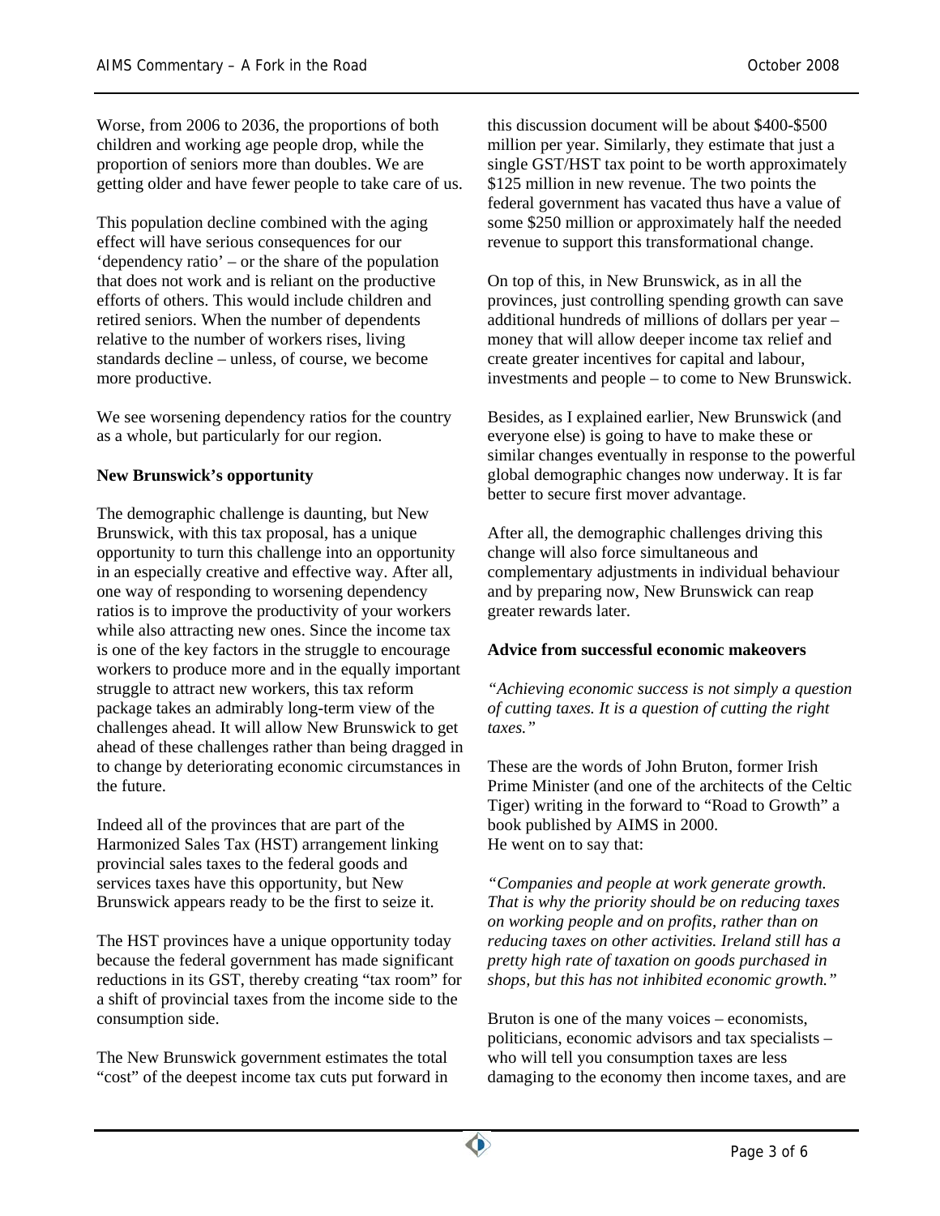Worse, from 2006 to 2036, the proportions of both children and working age people drop, while the proportion of seniors more than doubles. We are getting older and have fewer people to take care of us.

This population decline combined with the aging effect will have serious consequences for our 'dependency ratio' – or the share of the population that does not work and is reliant on the productive efforts of others. This would include children and retired seniors. When the number of dependents relative to the number of workers rises, living standards decline – unless, of course, we become more productive.

We see worsening dependency ratios for the country as a whole, but particularly for our region.

**New Brunswick's opportunity**

The demographic challenge is daunting, but New Brunswick, with this tax proposal, has a unique opportunity to turn this challenge into an opportunity in an especially creative and effective way. After all, one way of responding to worsening dependency ratios is to improve the productivity of your workers while also attracting new ones. Since the income tax is one of the key factors in the struggle to encourage workers to produce more and in the equally important struggle to attract new workers, this tax reform package takes an admirably long-term view of the challenges ahead. It will allow New Brunswick to get ahead of these challenges rather than being dragged in to change by deteriorating economic circumstances in the future.

Indeed all of the provinces that are part of the Harmonized Sales Tax (HST) arrangement linking provincial sales taxes to the federal goods and services taxes have this opportunity, but New Brunswick appears ready to be the first to seize it.

The HST provinces have a unique opportunity today because the federal government has made significant reductions in its GST, thereby creating "tax room" for a shift of provincial taxes from the income side to the consumption side.

The New Brunswick government estimates the total "cost" of the deepest income tax cuts put forward in this discussion document will be about $400-$500 million per year. Similarly, they estimate that just a single GST/HST tax point to be worth approximately $125 million in new revenue. The two points the federal government has vacated thus have a value of some $250 million or approximately half the needed revenue to support this transformational change.

On top of this, in New Brunswick, as in all the provinces, just controlling spending growth can save additional hundreds of millions of dollars per year – money that will allow deeper income tax relief and create greater incentives for capital and labour, investments and people – to come to New Brunswick.

Besides, as I explained earlier, New Brunswick (and everyone else) is going to have to make these or similar changes eventually in response to the powerful global demographic changes now underway. It is far better to secure first mover advantage.

After all, the demographic challenges driving this change will also force simultaneous and complementary adjustments in individual behaviour and by preparing now, New Brunswick can reap greater rewards later.

**Advice from successful economic makeovers**

*"Achieving economic success is not simply a question of cutting taxes. It is a question of cutting the right taxes."*

These are the words of John Bruton, former Irish Prime Minister (and one of the architects of the Celtic Tiger) writing in the forward to "Road to Growth" a book published by AIMS in 2000.
He went on to say that:

*"Companies and people at work generate growth. That is why the priority should be on reducing taxes on working people and on profits, rather than on reducing taxes on other activities. Ireland still has a pretty high rate of taxation on goods purchased in shops, but this has not inhibited economic growth."*

Bruton is one of the many voices – economists, politicians, economic advisors and tax specialists – who will tell you consumption taxes are less damaging to the economy then income taxes, and are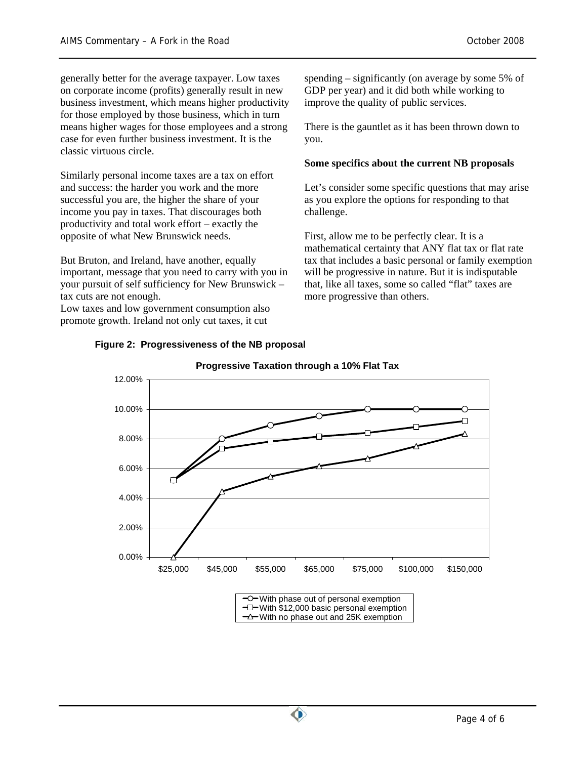generally better for the average taxpayer. Low taxes on corporate income (profits) generally result in new business investment, which means higher productivity for those employed by those business, which in turn means higher wages for those employees and a strong case for even further business investment. It is the classic virtuous circle.

Similarly personal income taxes are a tax on effort and success: the harder you work and the more successful you are, the higher the share of your income you pay in taxes. That discourages both productivity and total work effort – exactly the opposite of what New Brunswick needs.

But Bruton, and Ireland, have another, equally important, message that you need to carry with you in your pursuit of self sufficiency for New Brunswick – tax cuts are not enough.

Low taxes and low government consumption also promote growth. Ireland not only cut taxes, it cut spending – significantly (on average by some 5% of GDP per year) and it did both while working to improve the quality of public services.

There is the gauntlet as it has been thrown down to you.

**Some specifics about the current NB proposals**

Let's consider some specific questions that may arise as you explore the options for responding to that challenge.

First, allow me to be perfectly clear. It is a mathematical certainty that ANY flat tax or flat rate tax that includes a basic personal or family exemption will be progressive in nature. But it is indisputable that, like all taxes, some so called "flat" taxes are more progressive than others.

**Figure 2: Progressiveness of the NB proposal**

**Progressive Taxation through a 10% Flat Tax**

| Income | With phase out of personal exemption | With $12,000 basic personal exemption | With no phase out and 25K exemption |
|---|---|---|---|
| $25,000 | 5.2% | 5.2% | 0.0% |
| $45,000 | 8.0% | 7.3% | 4.4% |
| $55,000 | 8.9% | 7.8% | 5.5% |
| $65,000 | 9.5% | 8.2% | 6.2% |
| $75,000 | 10.0% | 8.4% | 6.7% |
| $100,000 | 10.0% | 8.8% | 7.5% |
| $150,000 | 10.0% | 9.2% | 8.3% |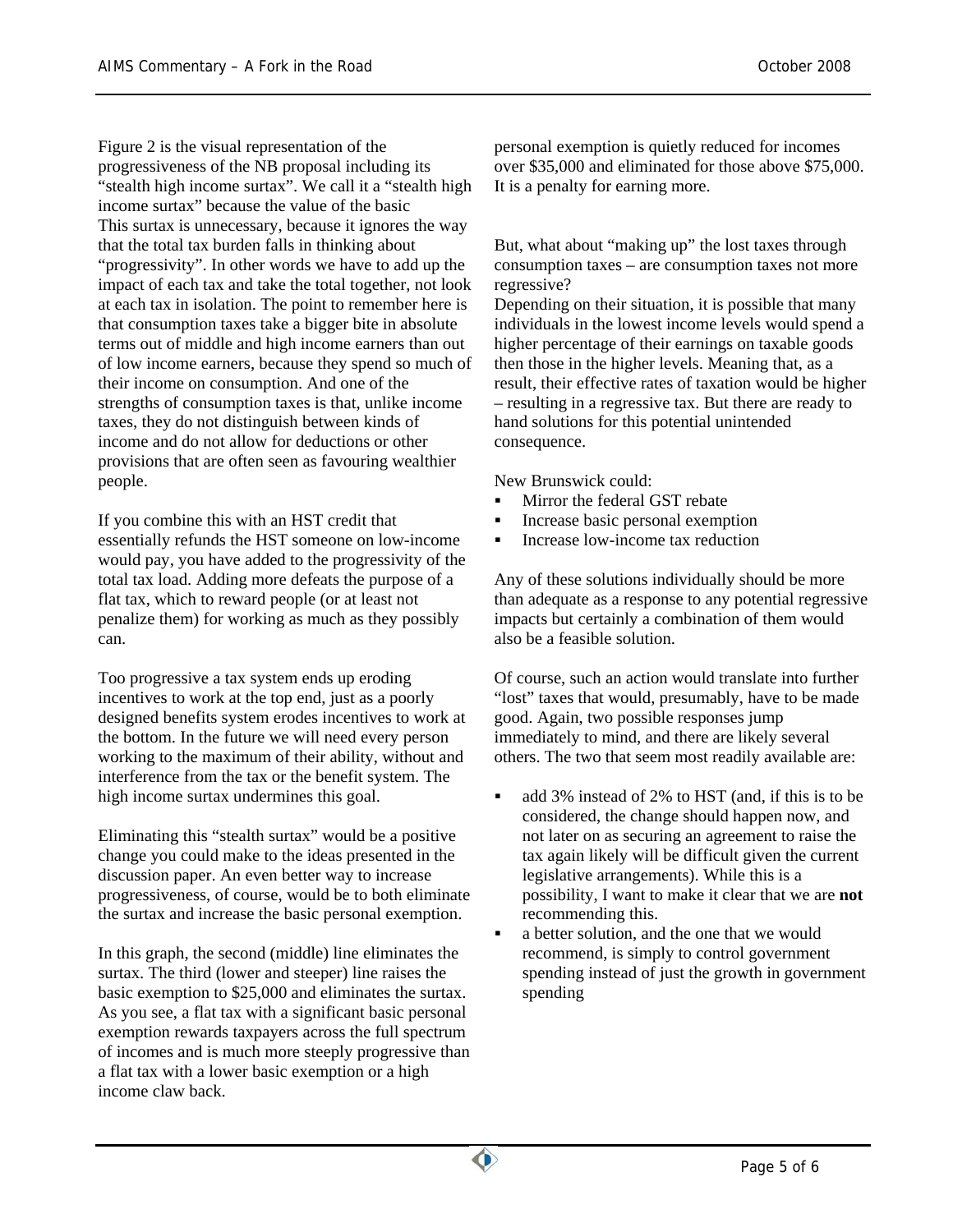Figure 2 is the visual representation of the progressiveness of the NB proposal including its "stealth high income surtax". We call it a "stealth high income surtax" because the value of the basic personal exemption is quietly reduced for incomes over $35,000 and eliminated for those above $75,000. It is a penalty for earning more.

This surtax is unnecessary, because it ignores the way that the total tax burden falls in thinking about "progressivity". In other words we have to add up the impact of each tax and take the total together, not look at each tax in isolation. The point to remember here is that consumption taxes take a bigger bite in absolute terms out of middle and high income earners than out of low income earners, because they spend so much of their income on consumption. And one of the strengths of consumption taxes is that, unlike income taxes, they do not distinguish between kinds of income and do not allow for deductions or other provisions that are often seen as favouring wealthier people.

If you combine this with an HST credit that essentially refunds the HST someone on low-income would pay, you have added to the progressivity of the total tax load. Adding more defeats the purpose of a flat tax, which to reward people (or at least not penalize them) for working as much as they possibly can.

Too progressive a tax system ends up eroding incentives to work at the top end, just as a poorly designed benefits system erodes incentives to work at the bottom. In the future we will need every person working to the maximum of their ability, without and interference from the tax or the benefit system. The high income surtax undermines this goal.

Eliminating this "stealth surtax" would be a positive change you could make to the ideas presented in the discussion paper. An even better way to increase progressiveness, of course, would be to both eliminate the surtax and increase the basic personal exemption.

In this graph, the second (middle) line eliminates the surtax. The third (lower and steeper) line raises the basic exemption to $25,000 and eliminates the surtax. As you see, a flat tax with a significant basic personal exemption rewards taxpayers across the full spectrum of incomes and is much more steeply progressive than a flat tax with a lower basic exemption or a high income claw back.

But, what about "making up" the lost taxes through consumption taxes – are consumption taxes not more regressive?

Depending on their situation, it is possible that many individuals in the lowest income levels would spend a higher percentage of their earnings on taxable goods then those in the higher levels. Meaning that, as a result, their effective rates of taxation would be higher – resulting in a regressive tax. But there are ready to hand solutions for this potential unintended consequence.

New Brunswick could:

- Mirror the federal GST rebate
- Increase basic personal exemption
- Increase low-income tax reduction

Any of these solutions individually should be more than adequate as a response to any potential regressive impacts but certainly a combination of them would also be a feasible solution.

Of course, such an action would translate into further "lost" taxes that would, presumably, have to be made good. Again, two possible responses jump immediately to mind, and there are likely several others. The two that seem most readily available are:

- add 3% instead of 2% to HST (and, if this is to be considered, the change should happen now, and not later on as securing an agreement to raise the tax again likely will be difficult given the current legislative arrangements). While this is a possibility, I want to make it clear that we are **not** recommending this.
- a better solution, and the one that we would recommend, is simply to control government spending instead of just the growth in government spending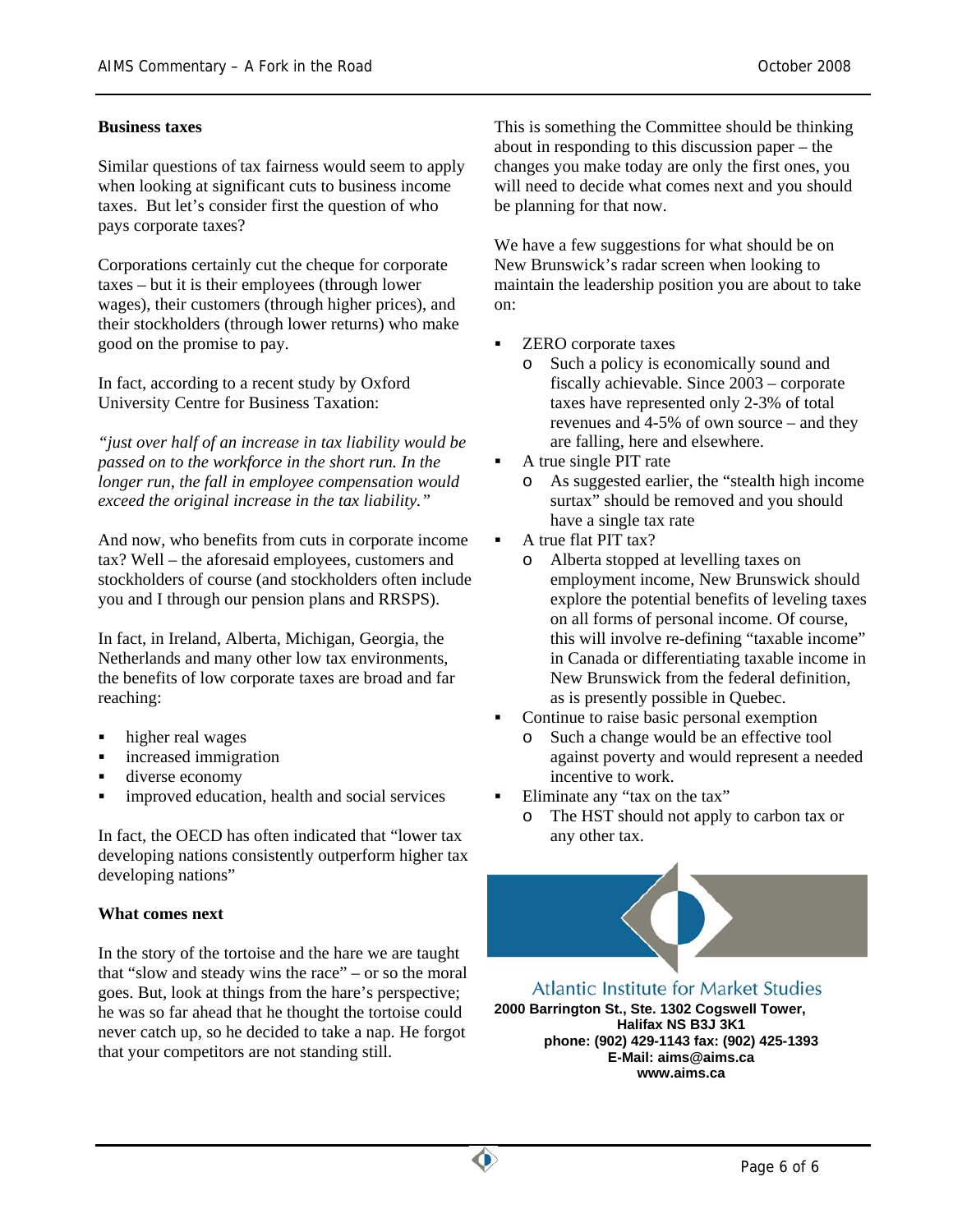### Business taxes

Similar questions of tax fairness would seem to apply when looking at significant cuts to business income taxes. But let's consider first the question of who pays corporate taxes?

Corporations certainly cut the cheque for corporate taxes – but it is their employees (through lower wages), their customers (through higher prices), and their stockholders (through lower returns) who make good on the promise to pay.

In fact, according to a recent study by Oxford University Centre for Business Taxation:

*"just over half of an increase in tax liability would be passed on to the workforce in the short run. In the longer run, the fall in employee compensation would exceed the original increase in the tax liability."*

And now, who benefits from cuts in corporate income tax? Well – the aforesaid employees, customers and stockholders of course (and stockholders often include you and I through our pension plans and RRSPS).

In fact, in Ireland, Alberta, Michigan, Georgia, the Netherlands and many other low tax environments, the benefits of low corporate taxes are broad and far reaching:

- higher real wages
- increased immigration
- diverse economy
- improved education, health and social services

In fact, the OECD has often indicated that "lower tax developing nations consistently outperform higher tax developing nations"

### What comes next

In the story of the tortoise and the hare we are taught that "slow and steady wins the race" – or so the moral goes. But, look at things from the hare's perspective; he was so far ahead that he thought the tortoise could never catch up, so he decided to take a nap. He forgot that your competitors are not standing still.

This is something the Committee should be thinking about in responding to this discussion paper – the changes you make today are only the first ones, you will need to decide what comes next and you should be planning for that now.

We have a few suggestions for what should be on New Brunswick's radar screen when looking to maintain the leadership position you are about to take on:

- ZERO corporate taxes
  - Such a policy is economically sound and fiscally achievable. Since 2003 – corporate taxes have represented only 2-3% of total revenues and 4-5% of own source – and they are falling, here and elsewhere.
- A true single PIT rate
  - As suggested earlier, the "stealth high income surtax" should be removed and you should have a single tax rate
- A true flat PIT tax?
  - Alberta stopped at levelling taxes on employment income, New Brunswick should explore the potential benefits of leveling taxes on all forms of personal income. Of course, this will involve re-defining "taxable income" in Canada or differentiating taxable income in New Brunswick from the federal definition, as is presently possible in Quebec.
- Continue to raise basic personal exemption
  - Such a change would be an effective tool against poverty and would represent a needed incentive to work.
- Eliminate any "tax on the tax"
  - The HST should not apply to carbon tax or any other tax.

Atlantic Institute for Market Studies

**2000 Barrington St., Ste. 1302 Cogswell Tower,**
**Halifax NS B3J 3K1**
**phone: (902) 429-1143 fax: (902) 425-1393**
**E-Mail: aims@aims.ca**
**www.aims.ca**